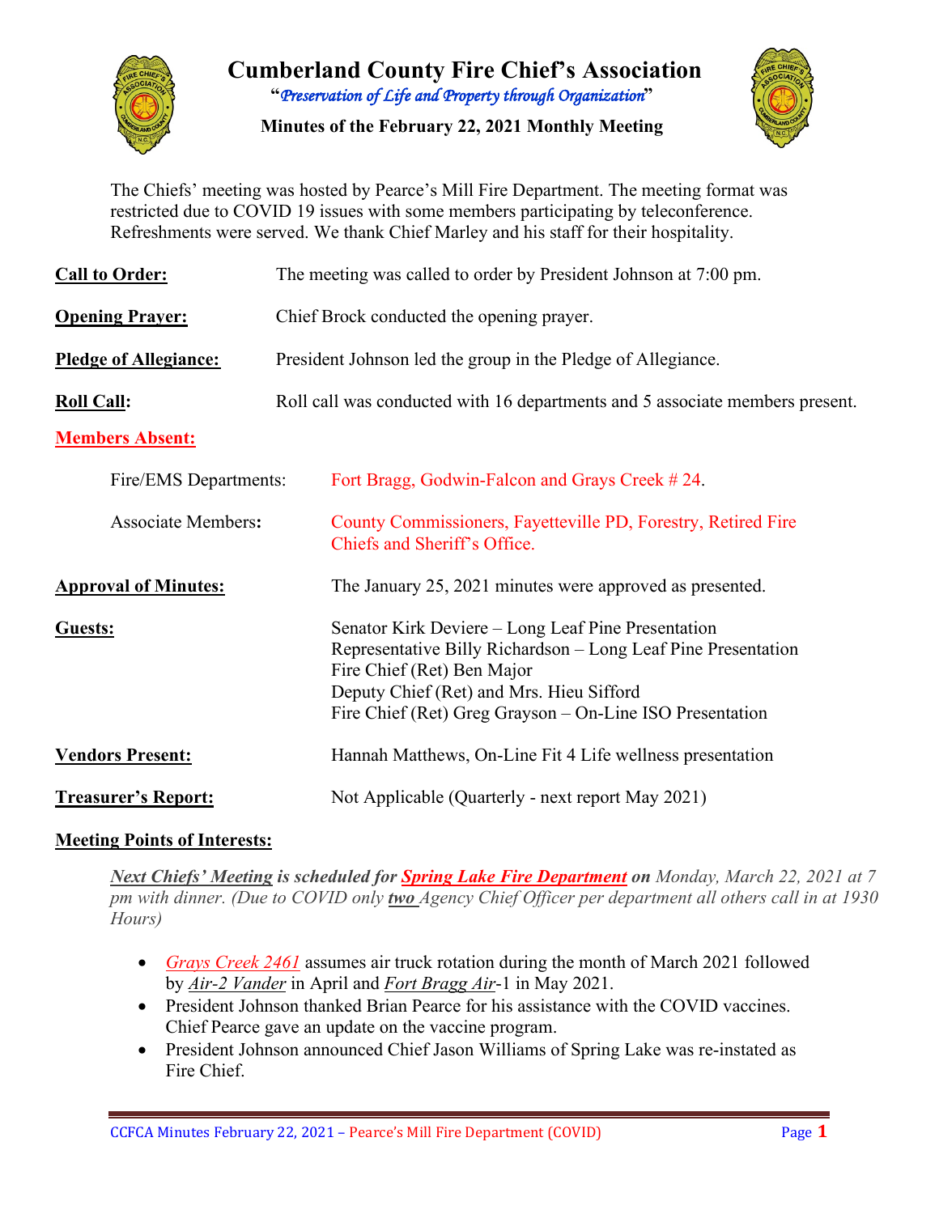# Cumberland County Fire Chief's Association

**"*Preservation of Life and Property through Organization*"**

**Minutes of the February 22, 2021 Monthly Meeting**

The Chiefs' meeting was hosted by Pearce's Mill Fire Department. The meeting format was restricted due to COVID 19 issues with some members participating by teleconference. Refreshments were served. We thank Chief Marley and his staff for their hospitality.

**Call to Order:** The meeting was called to order by President Johnson at 7:00 pm.

**Opening Prayer:** Chief Brock conducted the opening prayer.

**Pledge of Allegiance:** President Johnson led the group in the Pledge of Allegiance.

**Roll Call:** Roll call was conducted with 16 departments and 5 associate members present.

**Members Absent:**

Fire/EMS Departments: Fort Bragg, Godwin-Falcon and Grays Creek # 24.

Associate Members: County Commissioners, Fayetteville PD, Forestry, Retired Fire Chiefs and Sheriff's Office.

**Approval of Minutes:** The January 25, 2021 minutes were approved as presented.

**Guests:**
Senator Kirk Deviere – Long Leaf Pine Presentation
Representative Billy Richardson – Long Leaf Pine Presentation
Fire Chief (Ret) Ben Major
Deputy Chief (Ret) and Mrs. Hieu Sifford
Fire Chief (Ret) Greg Grayson – On-Line ISO Presentation

**Vendors Present:** Hannah Matthews, On-Line Fit 4 Life wellness presentation

**Treasurer's Report:** Not Applicable (Quarterly - next report May 2021)

**Meeting Points of Interests:**

***Next Chiefs' Meeting* is scheduled for *Spring Lake Fire Department* on** *Monday, March 22, 2021 at 7 pm with dinner. (Due to COVID only **two** Agency Chief Officer per department all others call in at 1930 Hours)*

- *Grays Creek 2461* assumes air truck rotation during the month of March 2021 followed by *Air-2 Vander* in April and *Fort Bragg Air*-1 in May 2021.
- President Johnson thanked Brian Pearce for his assistance with the COVID vaccines. Chief Pearce gave an update on the vaccine program.
- President Johnson announced Chief Jason Williams of Spring Lake was re-instated as Fire Chief.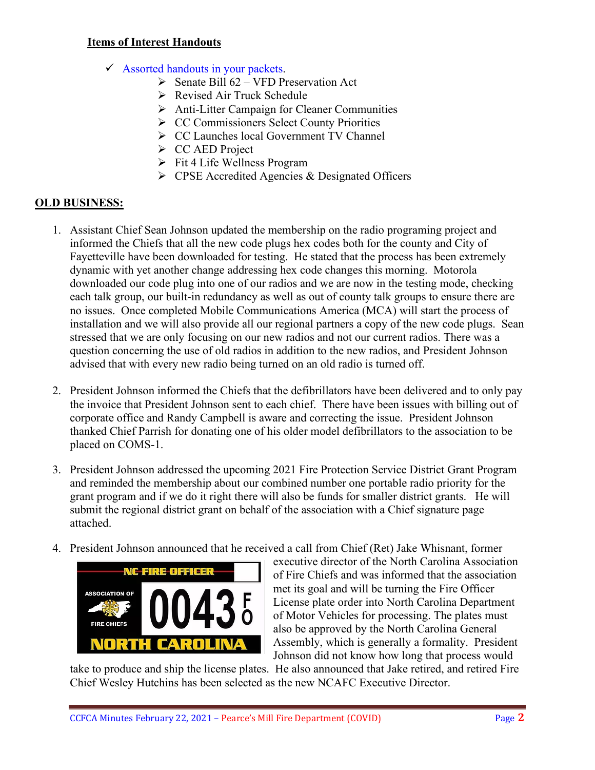**Items of Interest Handouts**

- ✓ Assorted handouts in your packets.
  - ➢ Senate Bill 62 – VFD Preservation Act
  - ➢ Revised Air Truck Schedule
  - ➢ Anti-Litter Campaign for Cleaner Communities
  - ➢ CC Commissioners Select County Priorities
  - ➢ CC Launches local Government TV Channel
  - ➢ CC AED Project
  - ➢ Fit 4 Life Wellness Program
  - ➢ CPSE Accredited Agencies & Designated Officers

**OLD BUSINESS:**

1. Assistant Chief Sean Johnson updated the membership on the radio programing project and informed the Chiefs that all the new code plugs hex codes both for the county and City of Fayetteville have been downloaded for testing. He stated that the process has been extremely dynamic with yet another change addressing hex code changes this morning. Motorola downloaded our code plug into one of our radios and we are now in the testing mode, checking each talk group, our built-in redundancy as well as out of county talk groups to ensure there are no issues. Once completed Mobile Communications America (MCA) will start the process of installation and we will also provide all our regional partners a copy of the new code plugs. Sean stressed that we are only focusing on our new radios and not our current radios. There was a question concerning the use of old radios in addition to the new radios, and President Johnson advised that with every new radio being turned on an old radio is turned off.

2. President Johnson informed the Chiefs that the defibrillators have been delivered and to only pay the invoice that President Johnson sent to each chief. There have been issues with billing out of corporate office and Randy Campbell is aware and correcting the issue. President Johnson thanked Chief Parrish for donating one of his older model defibrillators to the association to be placed on COMS-1.

3. President Johnson addressed the upcoming 2021 Fire Protection Service District Grant Program and reminded the membership about our combined number one portable radio priority for the grant program and if we do it right there will also be funds for smaller district grants. He will submit the regional district grant on behalf of the association with a Chief signature page attached.

4. President Johnson announced that he received a call from Chief (Ret) Jake Whisnant, former executive director of the North Carolina Association of Fire Chiefs and was informed that the association met its goal and will be turning the Fire Officer License plate order into North Carolina Department of Motor Vehicles for processing. The plates must also be approved by the North Carolina General Assembly, which is generally a formality. President Johnson did not know how long that process would take to produce and ship the license plates. He also announced that Jake retired, and retired Fire Chief Wesley Hutchins has been selected as the new NCAFC Executive Director.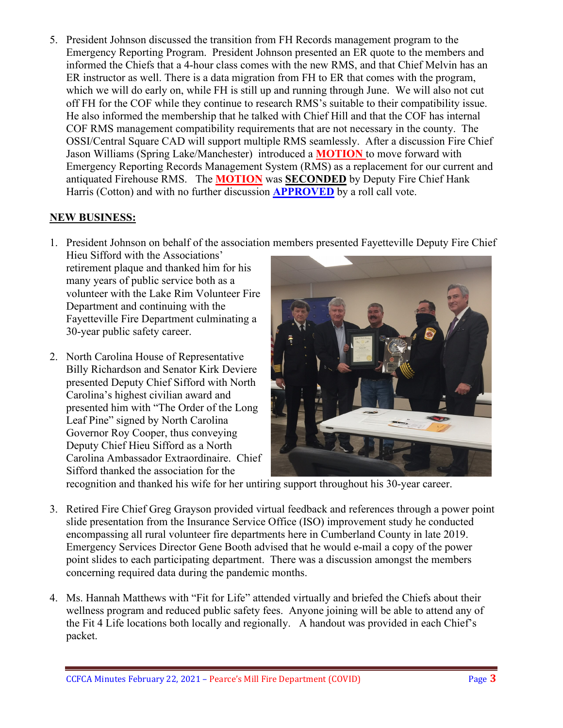5. President Johnson discussed the transition from FH Records management program to the Emergency Reporting Program. President Johnson presented an ER quote to the members and informed the Chiefs that a 4-hour class comes with the new RMS, and that Chief Melvin has an ER instructor as well. There is a data migration from FH to ER that comes with the program, which we will do early on, while FH is still up and running through June. We will also not cut off FH for the COF while they continue to research RMS's suitable to their compatibility issue. He also informed the membership that he talked with Chief Hill and that the COF has internal COF RMS management compatibility requirements that are not necessary in the county. The OSSI/Central Square CAD will support multiple RMS seamlessly. After a discussion Fire Chief Jason Williams (Spring Lake/Manchester) introduced a **MOTION** to move forward with Emergency Reporting Records Management System (RMS) as a replacement for our current and antiquated Firehouse RMS. The **MOTION** was **SECONDED** by Deputy Fire Chief Hank Harris (Cotton) and with no further discussion **APPROVED** by a roll call vote.

## NEW BUSINESS:

1. President Johnson on behalf of the association members presented Fayetteville Deputy Fire Chief Hieu Sifford with the Associations' retirement plaque and thanked him for his many years of public service both as a volunteer with the Lake Rim Volunteer Fire Department and continuing with the Fayetteville Fire Department culminating a 30-year public safety career.

2. North Carolina House of Representative Billy Richardson and Senator Kirk Deviere presented Deputy Chief Sifford with North Carolina's highest civilian award and presented him with "The Order of the Long Leaf Pine" signed by North Carolina Governor Roy Cooper, thus conveying Deputy Chief Hieu Sifford as a North Carolina Ambassador Extraordinaire. Chief Sifford thanked the association for the recognition and thanked his wife for her untiring support throughout his 30-year career.

3. Retired Fire Chief Greg Grayson provided virtual feedback and references through a power point slide presentation from the Insurance Service Office (ISO) improvement study he conducted encompassing all rural volunteer fire departments here in Cumberland County in late 2019. Emergency Services Director Gene Booth advised that he would e-mail a copy of the power point slides to each participating department. There was a discussion amongst the members concerning required data during the pandemic months.

4. Ms. Hannah Matthews with "Fit for Life" attended virtually and briefed the Chiefs about their wellness program and reduced public safety fees. Anyone joining will be able to attend any of the Fit 4 Life locations both locally and regionally. A handout was provided in each Chief's packet.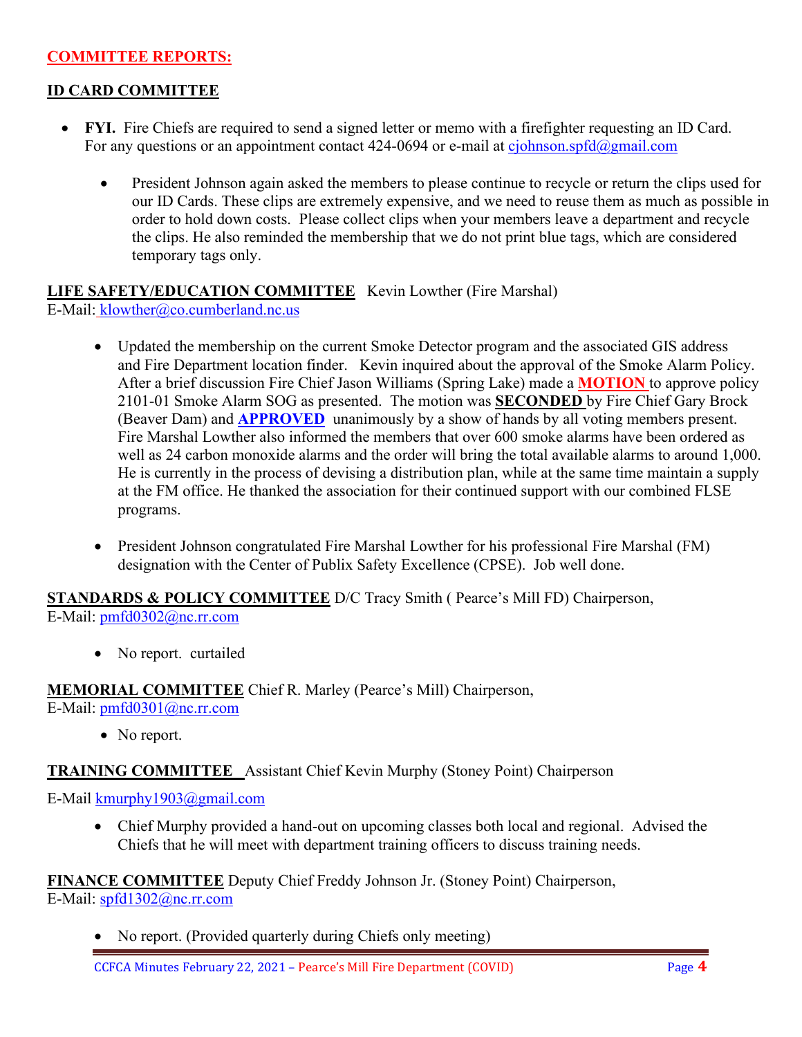## COMMITTEE REPORTS:

### ID CARD COMMITTEE

- **FYI.** Fire Chiefs are required to send a signed letter or memo with a firefighter requesting an ID Card. For any questions or an appointment contact 424-0694 or e-mail at cjohnson.spfd@gmail.com

  - President Johnson again asked the members to please continue to recycle or return the clips used for our ID Cards. These clips are extremely expensive, and we need to reuse them as much as possible in order to hold down costs. Please collect clips when your members leave a department and recycle the clips. He also reminded the membership that we do not print blue tags, which are considered temporary tags only.

### LIFE SAFETY/EDUCATION COMMITTEE Kevin Lowther (Fire Marshal)

E-Mail: klowther@co.cumberland.nc.us

- Updated the membership on the current Smoke Detector program and the associated GIS address and Fire Department location finder. Kevin inquired about the approval of the Smoke Alarm Policy. After a brief discussion Fire Chief Jason Williams (Spring Lake) made a **MOTION** to approve policy 2101-01 Smoke Alarm SOG as presented. The motion was **SECONDED** by Fire Chief Gary Brock (Beaver Dam) and **APPROVED** unanimously by a show of hands by all voting members present. Fire Marshal Lowther also informed the members that over 600 smoke alarms have been ordered as well as 24 carbon monoxide alarms and the order will bring the total available alarms to around 1,000. He is currently in the process of devising a distribution plan, while at the same time maintain a supply at the FM office. He thanked the association for their continued support with our combined FLSE programs.

- President Johnson congratulated Fire Marshal Lowther for his professional Fire Marshal (FM) designation with the Center of Publix Safety Excellence (CPSE). Job well done.

### STANDARDS & POLICY COMMITTEE D/C Tracy Smith ( Pearce's Mill FD) Chairperson,

E-Mail: pmfd0302@nc.rr.com

- No report. curtailed

### MEMORIAL COMMITTEE Chief R. Marley (Pearce's Mill) Chairperson,

E-Mail: pmfd0301@nc.rr.com

- No report.

### TRAINING COMMITTEE Assistant Chief Kevin Murphy (Stoney Point) Chairperson

E-Mail kmurphy1903@gmail.com

- Chief Murphy provided a hand-out on upcoming classes both local and regional. Advised the Chiefs that he will meet with department training officers to discuss training needs.

### FINANCE COMMITTEE Deputy Chief Freddy Johnson Jr. (Stoney Point) Chairperson,

E-Mail: spfd1302@nc.rr.com

- No report. (Provided quarterly during Chiefs only meeting)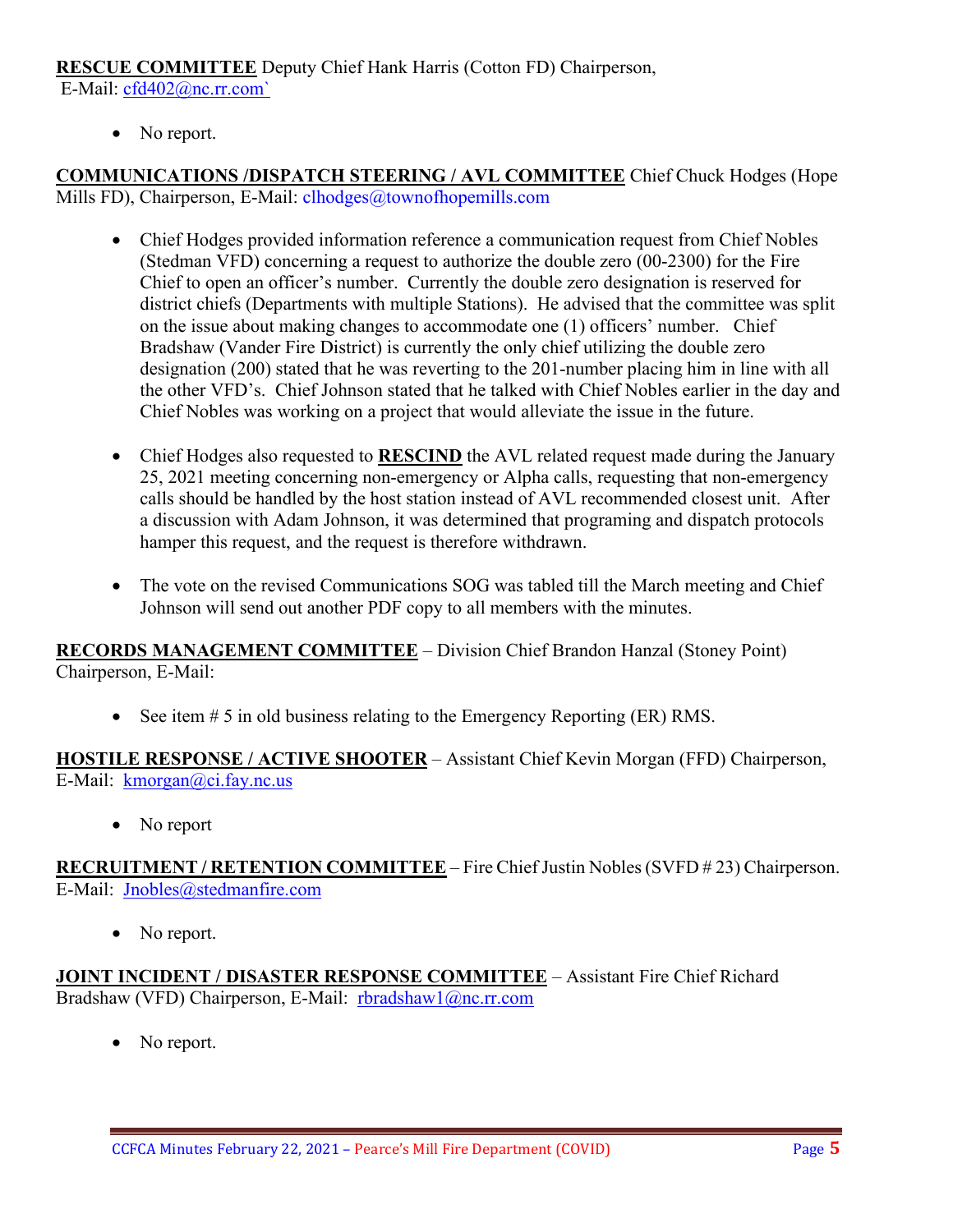**RESCUE COMMITTEE** Deputy Chief Hank Harris (Cotton FD) Chairperson, E-Mail: cfd402@nc.rr.com`

- No report.

**COMMUNICATIONS /DISPATCH STEERING / AVL COMMITTEE** Chief Chuck Hodges (Hope Mills FD), Chairperson, E-Mail: clhodges@townofhopemills.com

- Chief Hodges provided information reference a communication request from Chief Nobles (Stedman VFD) concerning a request to authorize the double zero (00-2300) for the Fire Chief to open an officer's number. Currently the double zero designation is reserved for district chiefs (Departments with multiple Stations). He advised that the committee was split on the issue about making changes to accommodate one (1) officers' number. Chief Bradshaw (Vander Fire District) is currently the only chief utilizing the double zero designation (200) stated that he was reverting to the 201-number placing him in line with all the other VFD's. Chief Johnson stated that he talked with Chief Nobles earlier in the day and Chief Nobles was working on a project that would alleviate the issue in the future.

- Chief Hodges also requested to **RESCIND** the AVL related request made during the January 25, 2021 meeting concerning non-emergency or Alpha calls, requesting that non-emergency calls should be handled by the host station instead of AVL recommended closest unit. After a discussion with Adam Johnson, it was determined that programing and dispatch protocols hamper this request, and the request is therefore withdrawn.

- The vote on the revised Communications SOG was tabled till the March meeting and Chief Johnson will send out another PDF copy to all members with the minutes.

**RECORDS MANAGEMENT COMMITTEE** – Division Chief Brandon Hanzal (Stoney Point) Chairperson, E-Mail:

- See item # 5 in old business relating to the Emergency Reporting (ER) RMS.

**HOSTILE RESPONSE / ACTIVE SHOOTER** – Assistant Chief Kevin Morgan (FFD) Chairperson, E-Mail: kmorgan@ci.fay.nc.us

- No report

**RECRUITMENT / RETENTION COMMITTEE** – Fire Chief Justin Nobles (SVFD # 23) Chairperson. E-Mail: Jnobles@stedmanfire.com

- No report.

**JOINT INCIDENT / DISASTER RESPONSE COMMITTEE** – Assistant Fire Chief Richard Bradshaw (VFD) Chairperson, E-Mail: rbradshaw1@nc.rr.com

- No report.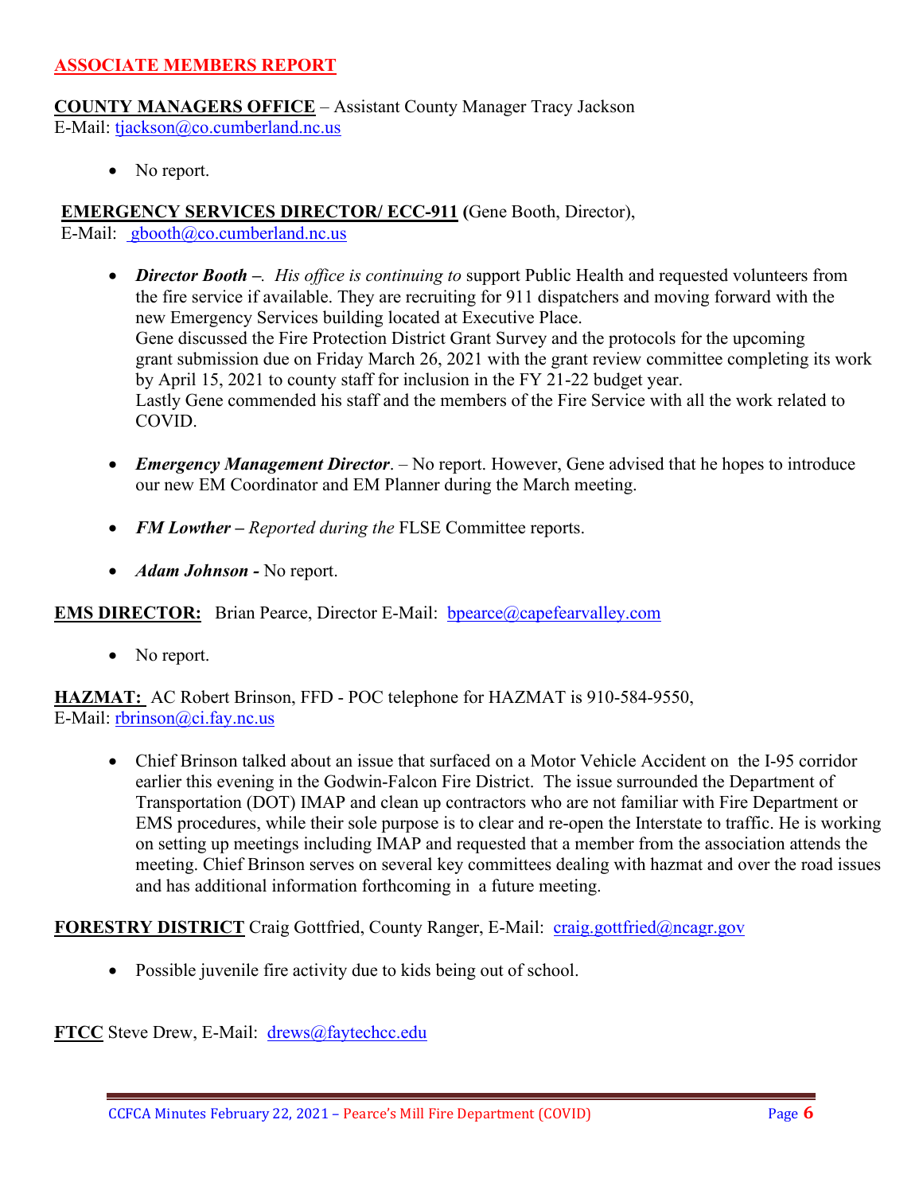## ASSOCIATE MEMBERS REPORT

**COUNTY MANAGERS OFFICE** – Assistant County Manager Tracy Jackson
E-Mail: tjackson@co.cumberland.nc.us

- No report.

**EMERGENCY SERVICES DIRECTOR/ ECC-911 (**Gene Booth, Director),
E-Mail: gbooth@co.cumberland.nc.us

- ***Director Booth –****. His office is continuing to* support Public Health and requested volunteers from the fire service if available. They are recruiting for 911 dispatchers and moving forward with the new Emergency Services building located at Executive Place.
  Gene discussed the Fire Protection District Grant Survey and the protocols for the upcoming grant submission due on Friday March 26, 2021 with the grant review committee completing its work by April 15, 2021 to county staff for inclusion in the FY 21-22 budget year.
  Lastly Gene commended his staff and the members of the Fire Service with all the work related to COVID.

- ***Emergency Management Director***. – No report. However, Gene advised that he hopes to introduce our new EM Coordinator and EM Planner during the March meeting.

- ***FM Lowther –*** *Reported during the* FLSE Committee reports.

- ***Adam Johnson* -** No report.

**EMS DIRECTOR:** Brian Pearce, Director E-Mail: bpearce@capefearvalley.com

- No report.

**HAZMAT:** AC Robert Brinson, FFD - POC telephone for HAZMAT is 910-584-9550,
E-Mail: rbrinson@ci.fay.nc.us

- Chief Brinson talked about an issue that surfaced on a Motor Vehicle Accident on the I-95 corridor earlier this evening in the Godwin-Falcon Fire District. The issue surrounded the Department of Transportation (DOT) IMAP and clean up contractors who are not familiar with Fire Department or EMS procedures, while their sole purpose is to clear and re-open the Interstate to traffic. He is working on setting up meetings including IMAP and requested that a member from the association attends the meeting. Chief Brinson serves on several key committees dealing with hazmat and over the road issues and has additional information forthcoming in a future meeting.

**FORESTRY DISTRICT** Craig Gottfried, County Ranger, E-Mail: craig.gottfried@ncagr.gov

- Possible juvenile fire activity due to kids being out of school.

**FTCC** Steve Drew, E-Mail: drews@faytechcc.edu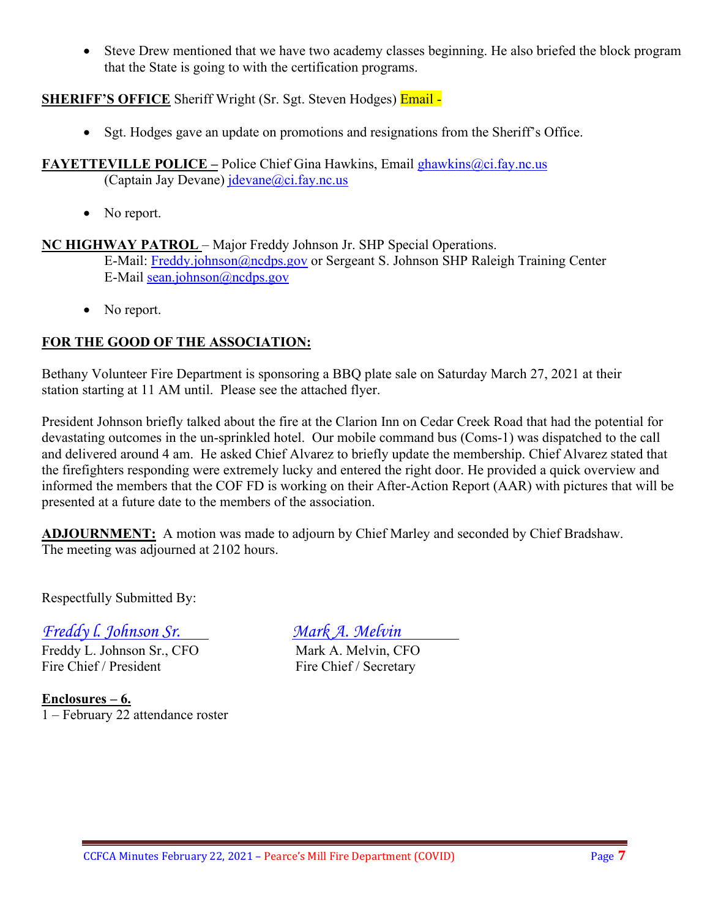- Steve Drew mentioned that we have two academy classes beginning. He also briefed the block program that the State is going to with the certification programs.

**SHERIFF'S OFFICE** Sheriff Wright (Sr. Sgt. Steven Hodges) Email -

- Sgt. Hodges gave an update on promotions and resignations from the Sheriff's Office.

**FAYETTEVILLE POLICE –** Police Chief Gina Hawkins, Email ghawkins@ci.fay.nc.us
(Captain Jay Devane) jdevane@ci.fay.nc.us

- No report.

**NC HIGHWAY PATROL** – Major Freddy Johnson Jr. SHP Special Operations.
E-Mail: Freddy.johnson@ncdps.gov or Sergeant S. Johnson SHP Raleigh Training Center
E-Mail sean.johnson@ncdps.gov

- No report.

**FOR THE GOOD OF THE ASSOCIATION:**

Bethany Volunteer Fire Department is sponsoring a BBQ plate sale on Saturday March 27, 2021 at their station starting at 11 AM until. Please see the attached flyer.

President Johnson briefly talked about the fire at the Clarion Inn on Cedar Creek Road that had the potential for devastating outcomes in the un-sprinkled hotel. Our mobile command bus (Coms-1) was dispatched to the call and delivered around 4 am. He asked Chief Alvarez to briefly update the membership. Chief Alvarez stated that the firefighters responding were extremely lucky and entered the right door. He provided a quick overview and informed the members that the COF FD is working on their After-Action Report (AAR) with pictures that will be presented at a future date to the members of the association.

**ADJOURNMENT:** A motion was made to adjourn by Chief Marley and seconded by Chief Bradshaw. The meeting was adjourned at 2102 hours.

Respectfully Submitted By:

*Freddy l. Johnson Sr.*
Freddy L. Johnson Sr., CFO
Fire Chief / President

*Mark A. Melvin*
Mark A. Melvin, CFO
Fire Chief / Secretary

**Enclosures – 6.**
1 – February 22 attendance roster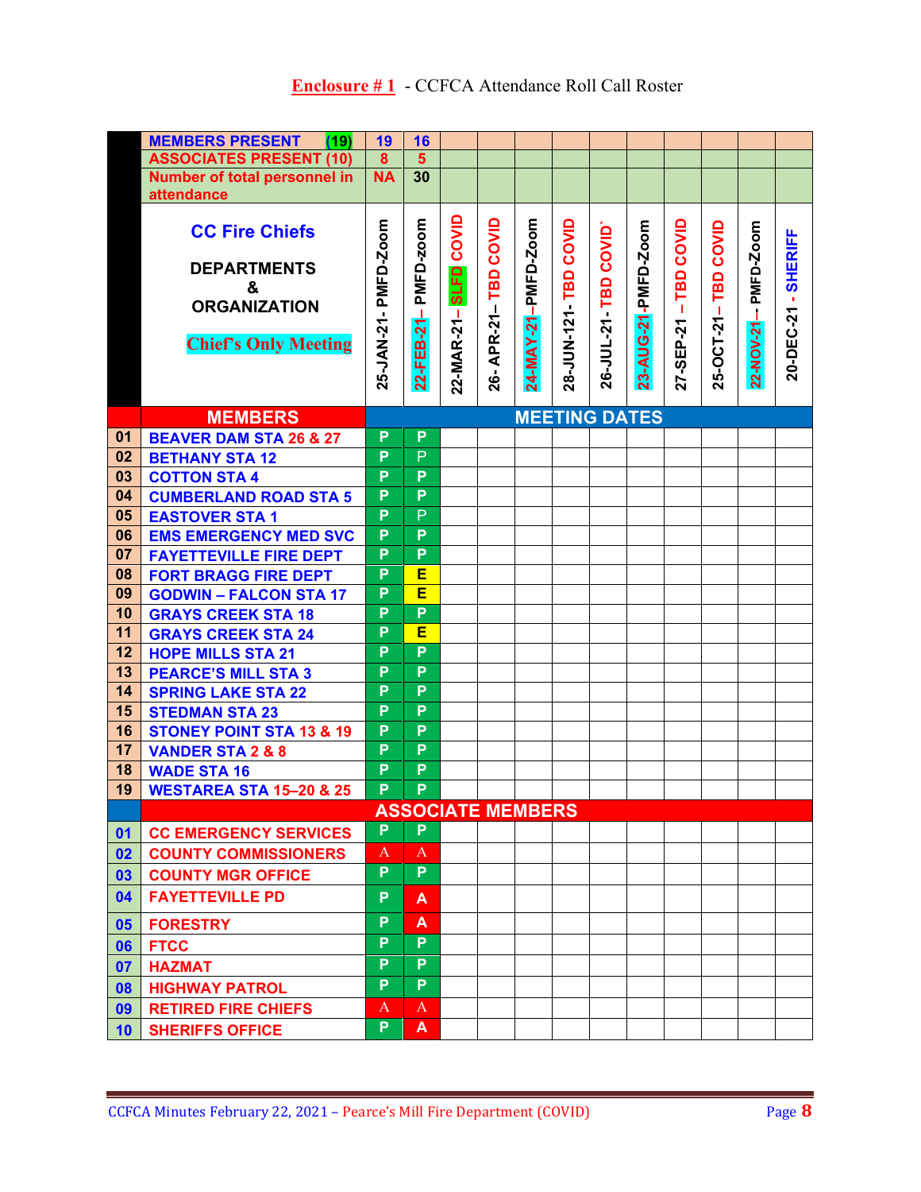**Enclosure # 1** - CCFCA Attendance Roll Call Roster

| | CC Fire Chiefs<br>DEPARTMENTS & ORGANIZATION<br>Chief's Only Meeting | 25-JAN-21- PMFD-Zoom | 22-FEB-21– PMFD-zoom | 22-MAR-21– SLFD COVID | 26- APR-21– TBD COVID | 24-MAY-21–PMFD-Zoom | 28-JUN-121- TBD COVID | 26-JUL-21- TBD COVID` | 23-AUG-21-PMFD-Zoom | 27-SEP-21 – TBD COVID | 25-OCT-21– TBD COVID | 22-NOV-21-- PMFD-Zoom | 20-DEC-21 - SHERIFF |
|---|---|---|---|---|---|---|---|---|---|---|---|---|---|
| | MEMBERS PRESENT (19) | 19 | 16 | | | | | | | | | | |
| | ASSOCIATES PRESENT (10) | 8 | 5 | | | | | | | | | | |
| | Number of total personnel in attendance | NA | 30 | | | | | | | | | | |
| | **MEMBERS** | **MEETING DATES** | | | | | | | | | | | |
| 01 | BEAVER DAM STA 26 & 27 | P | P | | | | | | | | | | |
| 02 | BETHANY STA 12 | P | P | | | | | | | | | | |
| 03 | COTTON STA 4 | P | P | | | | | | | | | | |
| 04 | CUMBERLAND ROAD STA 5 | P | P | | | | | | | | | | |
| 05 | EASTOVER STA 1 | P | P | | | | | | | | | | |
| 06 | EMS EMERGENCY MED SVC | P | P | | | | | | | | | | |
| 07 | FAYETTEVILLE FIRE DEPT | P | P | | | | | | | | | | |
| 08 | FORT BRAGG FIRE DEPT | P | E | | | | | | | | | | |
| 09 | GODWIN – FALCON STA 17 | P | E | | | | | | | | | | |
| 10 | GRAYS CREEK STA 18 | P | P | | | | | | | | | | |
| 11 | GRAYS CREEK STA 24 | P | E | | | | | | | | | | |
| 12 | HOPE MILLS STA 21 | P | P | | | | | | | | | | |
| 13 | PEARCE'S MILL STA 3 | P | P | | | | | | | | | | |
| 14 | SPRING LAKE STA 22 | P | P | | | | | | | | | | |
| 15 | STEDMAN STA 23 | P | P | | | | | | | | | | |
| 16 | STONEY POINT STA 13 & 19 | P | P | | | | | | | | | | |
| 17 | VANDER STA 2 & 8 | P | P | | | | | | | | | | |
| 18 | WADE STA 16 | P | P | | | | | | | | | | |
| 19 | WESTAREA STA 15–20 & 25 | P | P | | | | | | | | | | |
| | **ASSOCIATE MEMBERS** | | | | | | | | | | | | |
| 01 | CC EMERGENCY SERVICES | P | P | | | | | | | | | | |
| 02 | COUNTY COMMISSIONERS | A | A | | | | | | | | | | |
| 03 | COUNTY MGR OFFICE | P | P | | | | | | | | | | |
| 04 | FAYETTEVILLE PD | P | A | | | | | | | | | | |
| 05 | FORESTRY | P | A | | | | | | | | | | |
| 06 | FTCC | P | P | | | | | | | | | | |
| 07 | HAZMAT | P | P | | | | | | | | | | |
| 08 | HIGHWAY PATROL | P | P | | | | | | | | | | |
| 09 | RETIRED FIRE CHIEFS | A | A | | | | | | | | | | |
| 10 | SHERIFFS OFFICE | P | A | | | | | | | | | | |